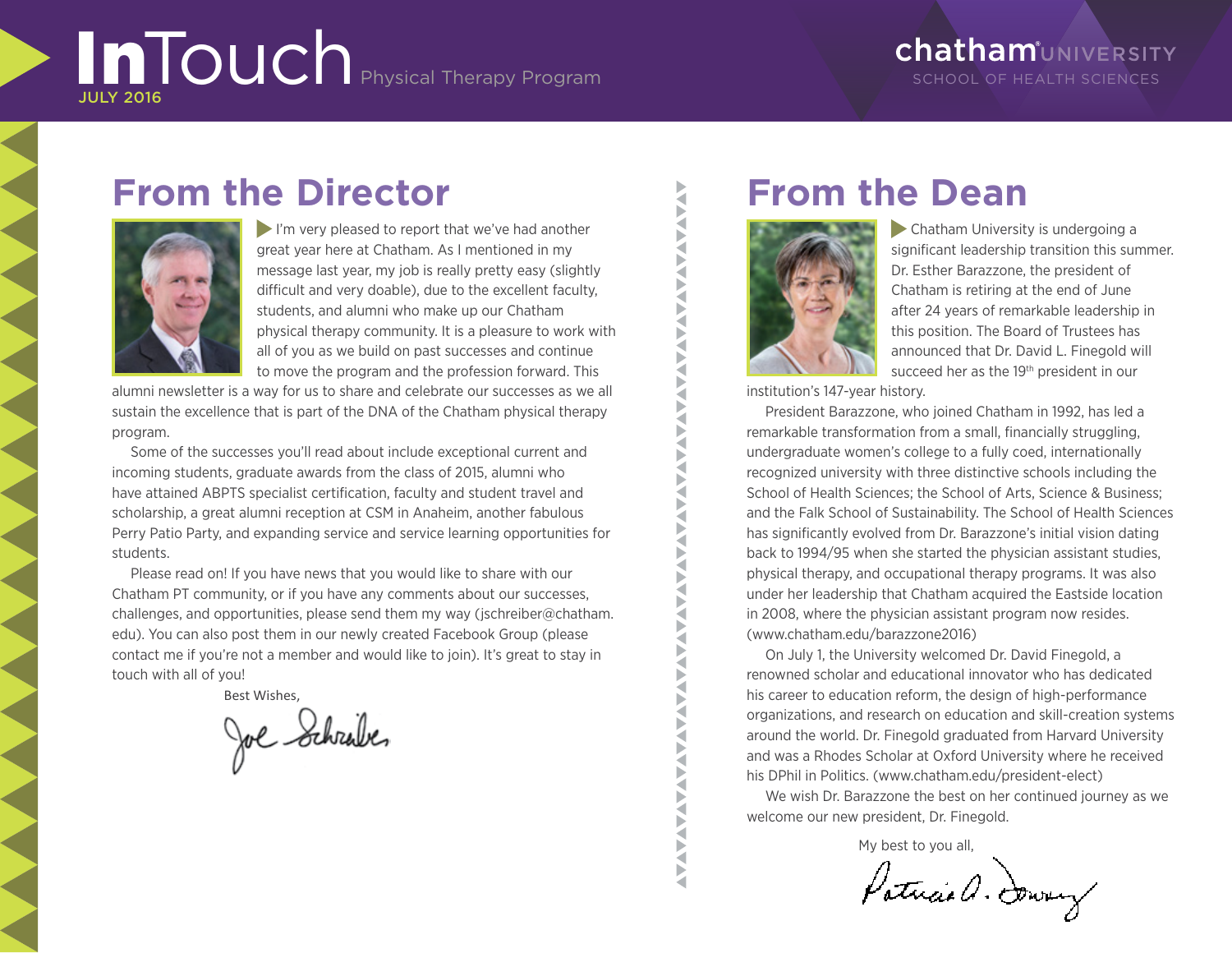# InTouch Physical Therapy Program

JULY 2016

chatham UNIVERSITY
SCHOOL OF HEALTH SCIENCES

## From the Director

I'm very pleased to report that we've had another great year here at Chatham. As I mentioned in my message last year, my job is really pretty easy (slightly difficult and very doable), due to the excellent faculty, students, and alumni who make up our Chatham physical therapy community. It is a pleasure to work with all of you as we build on past successes and continue to move the program and the profession forward. This alumni newsletter is a way for us to share and celebrate our successes as we all sustain the excellence that is part of the DNA of the Chatham physical therapy program.

Some of the successes you'll read about include exceptional current and incoming students, graduate awards from the class of 2015, alumni who have attained ABPTS specialist certification, faculty and student travel and scholarship, a great alumni reception at CSM in Anaheim, another fabulous Perry Patio Party, and expanding service and service learning opportunities for students.

Please read on! If you have news that you would like to share with our Chatham PT community, or if you have any comments about our successes, challenges, and opportunities, please send them my way (jschreiber@chatham.edu). You can also post them in our newly created Facebook Group (please contact me if you're not a member and would like to join). It's great to stay in touch with all of you!

Best Wishes,

Joe Schreiber

## From the Dean

Chatham University is undergoing a significant leadership transition this summer. Dr. Esther Barazzone, the president of Chatham is retiring at the end of June after 24 years of remarkable leadership in this position. The Board of Trustees has announced that Dr. David L. Finegold will succeed her as the 19th president in our institution's 147-year history.

President Barazzone, who joined Chatham in 1992, has led a remarkable transformation from a small, financially struggling, undergraduate women's college to a fully coed, internationally recognized university with three distinctive schools including the School of Health Sciences; the School of Arts, Science & Business; and the Falk School of Sustainability. The School of Health Sciences has significantly evolved from Dr. Barazzone's initial vision dating back to 1994/95 when she started the physician assistant studies, physical therapy, and occupational therapy programs. It was also under her leadership that Chatham acquired the Eastside location in 2008, where the physician assistant program now resides. (www.chatham.edu/barazzone2016)

On July 1, the University welcomed Dr. David Finegold, a renowned scholar and educational innovator who has dedicated his career to education reform, the design of high-performance organizations, and research on education and skill-creation systems around the world. Dr. Finegold graduated from Harvard University and was a Rhodes Scholar at Oxford University where he received his DPhil in Politics. (www.chatham.edu/president-elect)

We wish Dr. Barazzone the best on her continued journey as we welcome our new president, Dr. Finegold.

My best to you all,

Patricia A. Downey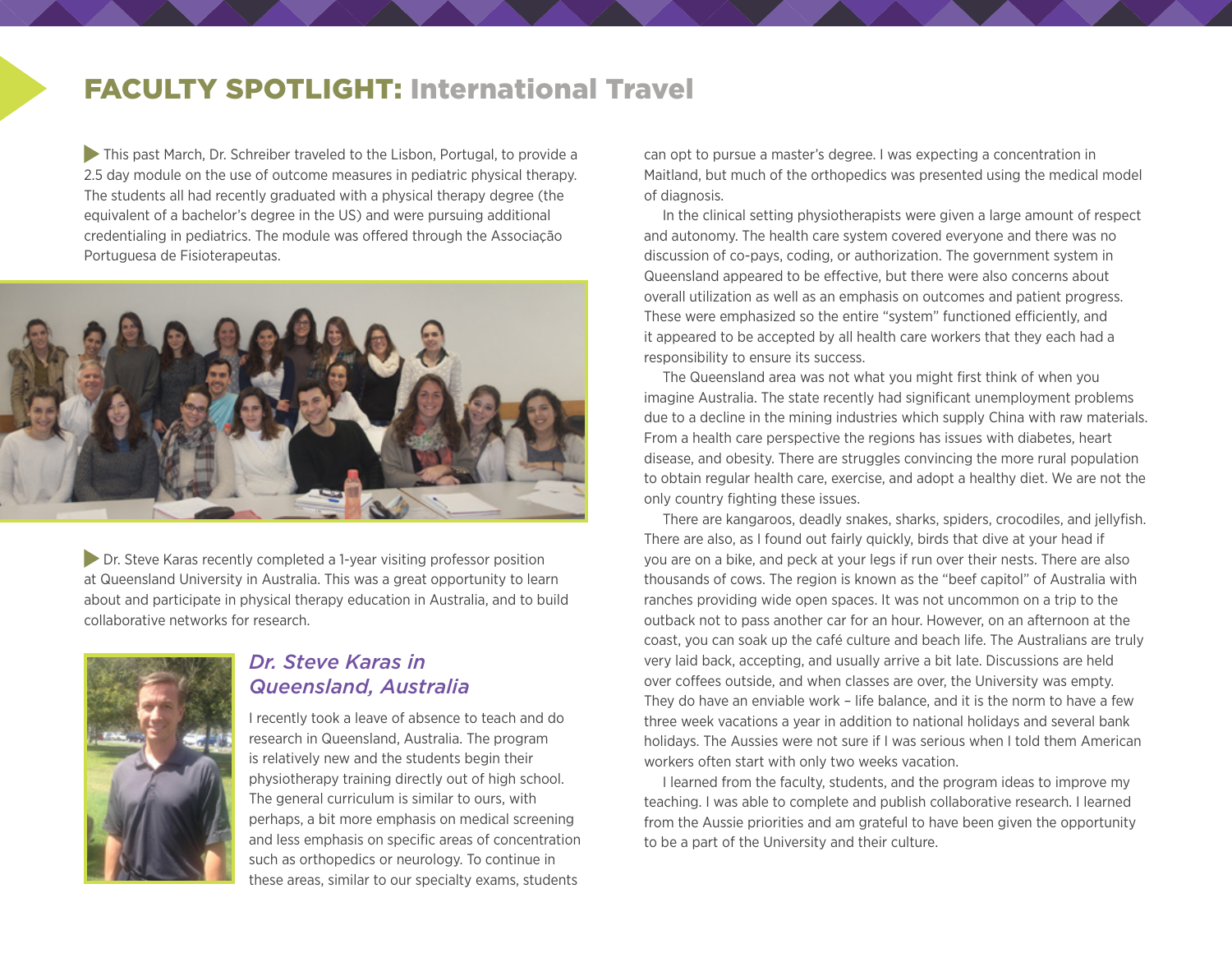# FACULTY SPOTLIGHT: International Travel

This past March, Dr. Schreiber traveled to the Lisbon, Portugal, to provide a 2.5 day module on the use of outcome measures in pediatric physical therapy. The students all had recently graduated with a physical therapy degree (the equivalent of a bachelor's degree in the US) and were pursuing additional credentialing in pediatrics. The module was offered through the Associação Portuguesa de Fisioterapeutas.

Dr. Steve Karas recently completed a 1-year visiting professor position at Queensland University in Australia. This was a great opportunity to learn about and participate in physical therapy education in Australia, and to build collaborative networks for research.

## *Dr. Steve Karas in Queensland, Australia*

I recently took a leave of absence to teach and do research in Queensland, Australia. The program is relatively new and the students begin their physiotherapy training directly out of high school. The general curriculum is similar to ours, with perhaps, a bit more emphasis on medical screening and less emphasis on specific areas of concentration such as orthopedics or neurology. To continue in these areas, similar to our specialty exams, students can opt to pursue a master's degree. I was expecting a concentration in Maitland, but much of the orthopedics was presented using the medical model of diagnosis.

In the clinical setting physiotherapists were given a large amount of respect and autonomy. The health care system covered everyone and there was no discussion of co-pays, coding, or authorization. The government system in Queensland appeared to be effective, but there were also concerns about overall utilization as well as an emphasis on outcomes and patient progress. These were emphasized so the entire "system" functioned efficiently, and it appeared to be accepted by all health care workers that they each had a responsibility to ensure its success.

The Queensland area was not what you might first think of when you imagine Australia. The state recently had significant unemployment problems due to a decline in the mining industries which supply China with raw materials. From a health care perspective the regions has issues with diabetes, heart disease, and obesity. There are struggles convincing the more rural population to obtain regular health care, exercise, and adopt a healthy diet. We are not the only country fighting these issues.

There are kangaroos, deadly snakes, sharks, spiders, crocodiles, and jellyfish. There are also, as I found out fairly quickly, birds that dive at your head if you are on a bike, and peck at your legs if run over their nests. There are also thousands of cows. The region is known as the "beef capitol" of Australia with ranches providing wide open spaces. It was not uncommon on a trip to the outback not to pass another car for an hour. However, on an afternoon at the coast, you can soak up the café culture and beach life. The Australians are truly very laid back, accepting, and usually arrive a bit late. Discussions are held over coffees outside, and when classes are over, the University was empty. They do have an enviable work – life balance, and it is the norm to have a few three week vacations a year in addition to national holidays and several bank holidays. The Aussies were not sure if I was serious when I told them American workers often start with only two weeks vacation.

I learned from the faculty, students, and the program ideas to improve my teaching. I was able to complete and publish collaborative research. I learned from the Aussie priorities and am grateful to have been given the opportunity to be a part of the University and their culture.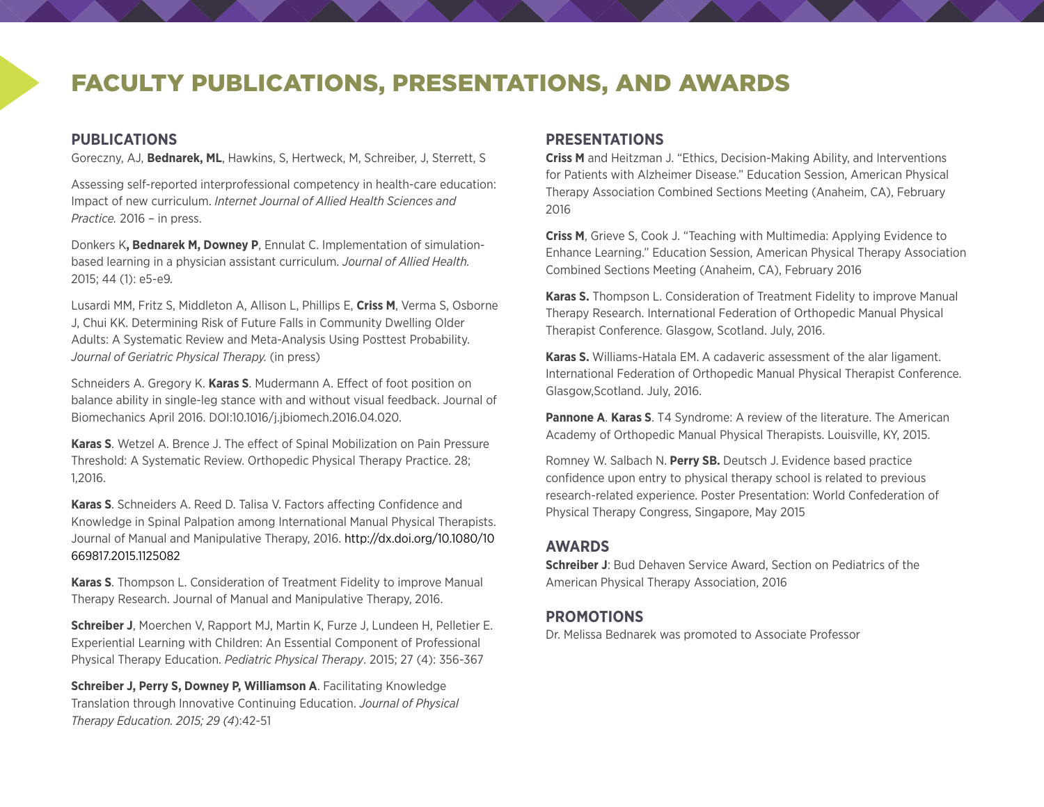# FACULTY PUBLICATIONS, PRESENTATIONS, AND AWARDS

## PUBLICATIONS

Goreczny, AJ, **Bednarek, ML**, Hawkins, S, Hertweck, M, Schreiber, J, Sterrett, S

Assessing self-reported interprofessional competency in health-care education: Impact of new curriculum. *Internet Journal of Allied Health Sciences and Practice.* 2016 – in press.

Donkers K**, Bednarek M, Downey P**, Ennulat C. Implementation of simulation-based learning in a physician assistant curriculum. *Journal of Allied Health.* 2015; 44 (1): e5-e9.

Lusardi MM, Fritz S, Middleton A, Allison L, Phillips E, **Criss M**, Verma S, Osborne J, Chui KK. Determining Risk of Future Falls in Community Dwelling Older Adults: A Systematic Review and Meta-Analysis Using Posttest Probability. *Journal of Geriatric Physical Therapy.* (in press)

Schneiders A. Gregory K. **Karas S**. Mudermann A. Effect of foot position on balance ability in single-leg stance with and without visual feedback. Journal of Biomechanics April 2016. DOI:10.1016/j.jbiomech.2016.04.020.

**Karas S**. Wetzel A. Brence J. The effect of Spinal Mobilization on Pain Pressure Threshold: A Systematic Review. Orthopedic Physical Therapy Practice. 28; 1,2016.

**Karas S**. Schneiders A. Reed D. Talisa V. Factors affecting Confidence and Knowledge in Spinal Palpation among International Manual Physical Therapists. Journal of Manual and Manipulative Therapy, 2016. http://dx.doi.org/10.1080/10669817.2015.1125082

**Karas S**. Thompson L. Consideration of Treatment Fidelity to improve Manual Therapy Research. Journal of Manual and Manipulative Therapy, 2016.

**Schreiber J**, Moerchen V, Rapport MJ, Martin K, Furze J, Lundeen H, Pelletier E. Experiential Learning with Children: An Essential Component of Professional Physical Therapy Education. *Pediatric Physical Therapy*. 2015; 27 (4): 356-367

**Schreiber J, Perry S, Downey P, Williamson A**. Facilitating Knowledge Translation through Innovative Continuing Education. *Journal of Physical Therapy Education. 2015; 29 (4*):42-51

## PRESENTATIONS

**Criss M** and Heitzman J. "Ethics, Decision-Making Ability, and Interventions for Patients with Alzheimer Disease." Education Session, American Physical Therapy Association Combined Sections Meeting (Anaheim, CA), February 2016

**Criss M**, Grieve S, Cook J. "Teaching with Multimedia: Applying Evidence to Enhance Learning." Education Session, American Physical Therapy Association Combined Sections Meeting (Anaheim, CA), February 2016

**Karas S.** Thompson L. Consideration of Treatment Fidelity to improve Manual Therapy Research. International Federation of Orthopedic Manual Physical Therapist Conference. Glasgow, Scotland. July, 2016.

**Karas S.** Williams-Hatala EM. A cadaveric assessment of the alar ligament. International Federation of Orthopedic Manual Physical Therapist Conference. Glasgow,Scotland. July, 2016.

**Pannone A**. **Karas S**. T4 Syndrome: A review of the literature. The American Academy of Orthopedic Manual Physical Therapists. Louisville, KY, 2015.

Romney W. Salbach N. **Perry SB.** Deutsch J. Evidence based practice confidence upon entry to physical therapy school is related to previous research-related experience. Poster Presentation: World Confederation of Physical Therapy Congress, Singapore, May 2015

## AWARDS

**Schreiber J**: Bud Dehaven Service Award, Section on Pediatrics of the American Physical Therapy Association, 2016

## PROMOTIONS

Dr. Melissa Bednarek was promoted to Associate Professor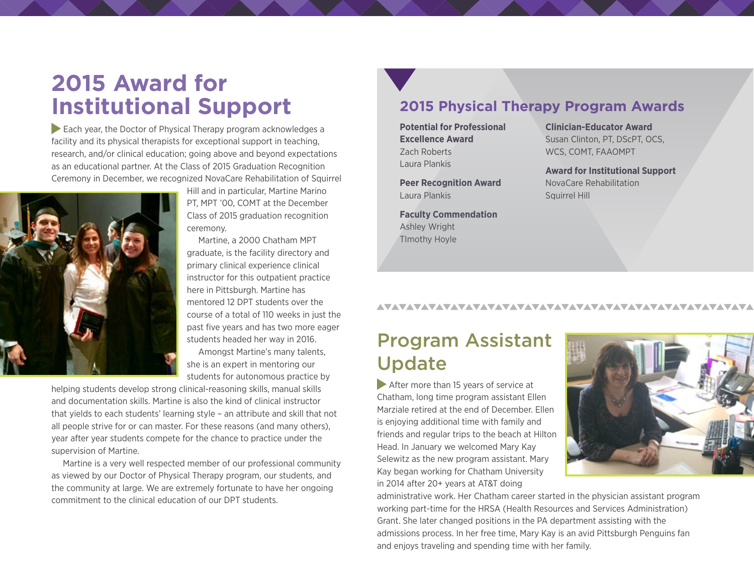# 2015 Award for Institutional Support

Each year, the Doctor of Physical Therapy program acknowledges a facility and its physical therapists for exceptional support in teaching, research, and/or clinical education; going above and beyond expectations as an educational partner. At the Class of 2015 Graduation Recognition Ceremony in December, we recognized NovaCare Rehabilitation of Squirrel Hill and in particular, Martine Marino PT, MPT '00, COMT at the December Class of 2015 graduation recognition ceremony.

Martine, a 2000 Chatham MPT graduate, is the facility directory and primary clinical experience clinical instructor for this outpatient practice here in Pittsburgh. Martine has mentored 12 DPT students over the course of a total of 110 weeks in just the past five years and has two more eager students headed her way in 2016.

Amongst Martine's many talents, she is an expert in mentoring our students for autonomous practice by helping students develop strong clinical-reasoning skills, manual skills and documentation skills. Martine is also the kind of clinical instructor that yields to each students' learning style – an attribute and skill that not all people strive for or can master. For these reasons (and many others), year after year students compete for the chance to practice under the supervision of Martine.

Martine is a very well respected member of our professional community as viewed by our Doctor of Physical Therapy program, our students, and the community at large. We are extremely fortunate to have her ongoing commitment to the clinical education of our DPT students.

## 2015 Physical Therapy Program Awards

**Potential for Professional Excellence Award**
Zach Roberts
Laura Plankis

**Peer Recognition Award**
Laura Plankis

**Faculty Commendation**
Ashley Wright
TImothy Hoyle

**Clinician-Educator Award**
Susan Clinton, PT, DScPT, OCS, WCS, COMT, FAAOMPT

**Award for Institutional Support**
NovaCare Rehabilitation Squirrel Hill

# Program Assistant Update

After more than 15 years of service at Chatham, long time program assistant Ellen Marziale retired at the end of December. Ellen is enjoying additional time with family and friends and regular trips to the beach at Hilton Head. In January we welcomed Mary Kay Selewitz as the new program assistant. Mary Kay began working for Chatham University in 2014 after 20+ years at AT&T doing administrative work. Her Chatham career started in the physician assistant program working part-time for the HRSA (Health Resources and Services Administration) Grant. She later changed positions in the PA department assisting with the admissions process. In her free time, Mary Kay is an avid Pittsburgh Penguins fan and enjoys traveling and spending time with her family.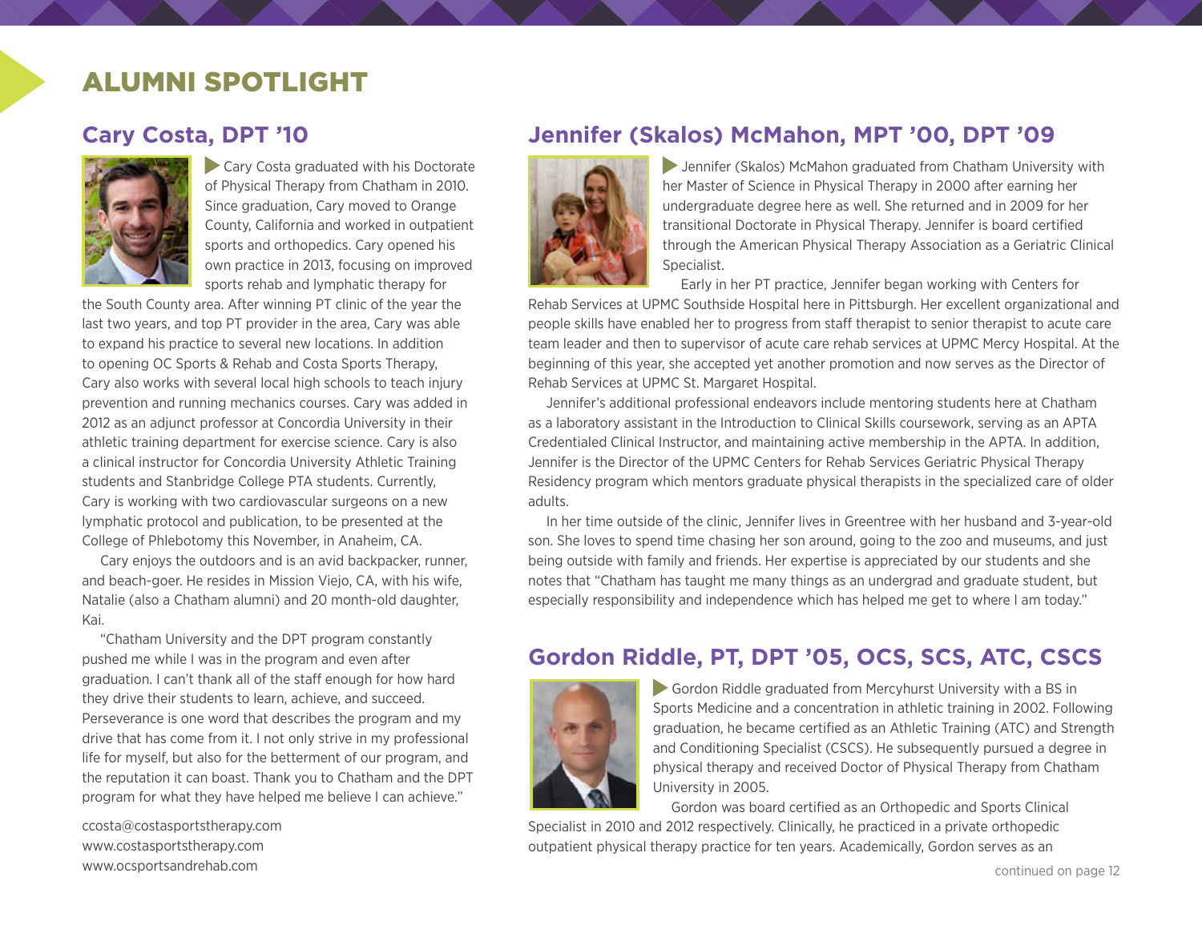# ALUMNI SPOTLIGHT

## Cary Costa, DPT '10

Cary Costa graduated with his Doctorate of Physical Therapy from Chatham in 2010. Since graduation, Cary moved to Orange County, California and worked in outpatient sports and orthopedics. Cary opened his own practice in 2013, focusing on improved sports rehab and lymphatic therapy for the South County area. After winning PT clinic of the year the last two years, and top PT provider in the area, Cary was able to expand his practice to several new locations. In addition to opening OC Sports & Rehab and Costa Sports Therapy, Cary also works with several local high schools to teach injury prevention and running mechanics courses. Cary was added in 2012 as an adjunct professor at Concordia University in their athletic training department for exercise science. Cary is also a clinical instructor for Concordia University Athletic Training students and Stanbridge College PTA students. Currently, Cary is working with two cardiovascular surgeons on a new lymphatic protocol and publication, to be presented at the College of Phlebotomy this November, in Anaheim, CA.

Cary enjoys the outdoors and is an avid backpacker, runner, and beach-goer. He resides in Mission Viejo, CA, with his wife, Natalie (also a Chatham alumni) and 20 month-old daughter, Kai.

"Chatham University and the DPT program constantly pushed me while I was in the program and even after graduation. I can't thank all of the staff enough for how hard they drive their students to learn, achieve, and succeed. Perseverance is one word that describes the program and my drive that has come from it. I not only strive in my professional life for myself, but also for the betterment of our program, and the reputation it can boast. Thank you to Chatham and the DPT program for what they have helped me believe I can achieve."

ccosta@costasportstherapy.com
www.costasportstherapy.com
www.ocsportsandrehab.com

## Jennifer (Skalos) McMahon, MPT '00, DPT '09

Jennifer (Skalos) McMahon graduated from Chatham University with her Master of Science in Physical Therapy in 2000 after earning her undergraduate degree here as well. She returned and in 2009 for her transitional Doctorate in Physical Therapy. Jennifer is board certified through the American Physical Therapy Association as a Geriatric Clinical Specialist.

Early in her PT practice, Jennifer began working with Centers for Rehab Services at UPMC Southside Hospital here in Pittsburgh. Her excellent organizational and people skills have enabled her to progress from staff therapist to senior therapist to acute care team leader and then to supervisor of acute care rehab services at UPMC Mercy Hospital. At the beginning of this year, she accepted yet another promotion and now serves as the Director of Rehab Services at UPMC St. Margaret Hospital.

Jennifer's additional professional endeavors include mentoring students here at Chatham as a laboratory assistant in the Introduction to Clinical Skills coursework, serving as an APTA Credentialed Clinical Instructor, and maintaining active membership in the APTA. In addition, Jennifer is the Director of the UPMC Centers for Rehab Services Geriatric Physical Therapy Residency program which mentors graduate physical therapists in the specialized care of older adults.

In her time outside of the clinic, Jennifer lives in Greentree with her husband and 3-year-old son. She loves to spend time chasing her son around, going to the zoo and museums, and just being outside with family and friends. Her expertise is appreciated by our students and she notes that "Chatham has taught me many things as an undergrad and graduate student, but especially responsibility and independence which has helped me get to where I am today."

## Gordon Riddle, PT, DPT '05, OCS, SCS, ATC, CSCS

Gordon Riddle graduated from Mercyhurst University with a BS in Sports Medicine and a concentration in athletic training in 2002. Following graduation, he became certified as an Athletic Training (ATC) and Strength and Conditioning Specialist (CSCS). He subsequently pursued a degree in physical therapy and received Doctor of Physical Therapy from Chatham University in 2005.

Gordon was board certified as an Orthopedic and Sports Clinical Specialist in 2010 and 2012 respectively. Clinically, he practiced in a private orthopedic outpatient physical therapy practice for ten years. Academically, Gordon serves as an

continued on page 12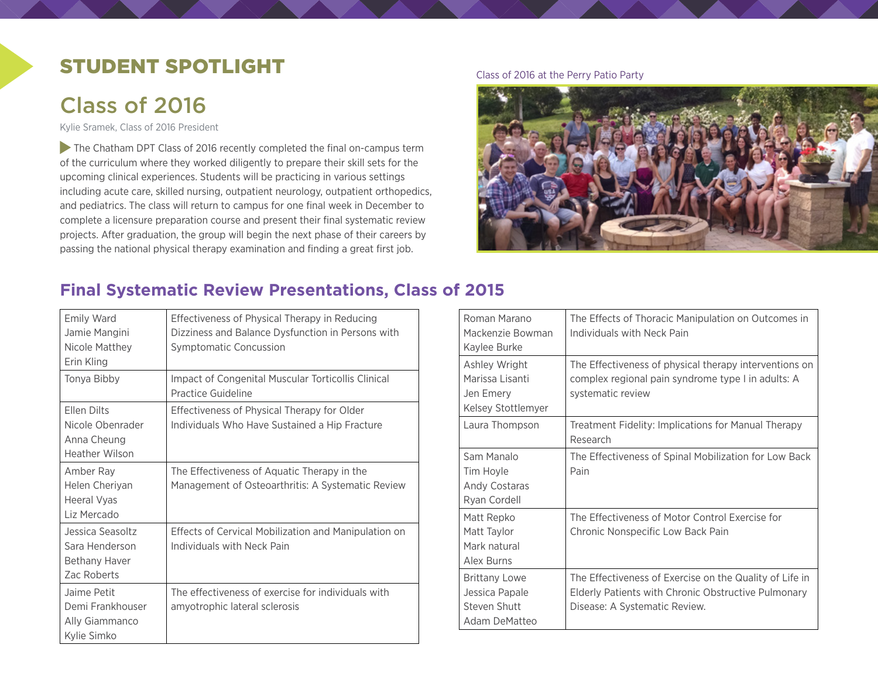# STUDENT SPOTLIGHT

## Class of 2016

Kylie Sramek, Class of 2016 President

The Chatham DPT Class of 2016 recently completed the final on-campus term of the curriculum where they worked diligently to prepare their skill sets for the upcoming clinical experiences. Students will be practicing in various settings including acute care, skilled nursing, outpatient neurology, outpatient orthopedics, and pediatrics. The class will return to campus for one final week in December to complete a licensure preparation course and present their final systematic review projects. After graduation, the group will begin the next phase of their careers by passing the national physical therapy examination and finding a great first job.

Class of 2016 at the Perry Patio Party

## Final Systematic Review Presentations, Class of 2015

| Students | Title |
|---|---|
| Emily Ward<br>Jamie Mangini<br>Nicole Matthey<br>Erin Kling | Effectiveness of Physical Therapy in Reducing Dizziness and Balance Dysfunction in Persons with Symptomatic Concussion |
| Tonya Bibby | Impact of Congenital Muscular Torticollis Clinical Practice Guideline |
| Ellen Dilts<br>Nicole Obenrader<br>Anna Cheung<br>Heather Wilson | Effectiveness of Physical Therapy for Older Individuals Who Have Sustained a Hip Fracture |
| Amber Ray<br>Helen Cheriyan<br>Heeral Vyas<br>Liz Mercado | The Effectiveness of Aquatic Therapy in the Management of Osteoarthritis: A Systematic Review |
| Jessica Seasoltz<br>Sara Henderson<br>Bethany Haver<br>Zac Roberts | Effects of Cervical Mobilization and Manipulation on Individuals with Neck Pain |
| Jaime Petit<br>Demi Frankhouser<br>Ally Giammanco<br>Kylie Simko | The effectiveness of exercise for individuals with amyotrophic lateral sclerosis |
| Roman Marano<br>Mackenzie Bowman<br>Kaylee Burke | The Effects of Thoracic Manipulation on Outcomes in Individuals with Neck Pain |
| Ashley Wright<br>Marissa Lisanti<br>Jen Emery<br>Kelsey Stottlemyer | The Effectiveness of physical therapy interventions on complex regional pain syndrome type I in adults: A systematic review |
| Laura Thompson | Treatment Fidelity: Implications for Manual Therapy Research |
| Sam Manalo<br>Tim Hoyle<br>Andy Costaras<br>Ryan Cordell | The Effectiveness of Spinal Mobilization for Low Back Pain |
| Matt Repko<br>Matt Taylor<br>Mark natural<br>Alex Burns | The Effectiveness of Motor Control Exercise for Chronic Nonspecific Low Back Pain |
| Brittany Lowe<br>Jessica Papale<br>Steven Shutt<br>Adam DeMatteo | The Effectiveness of Exercise on the Quality of Life in Elderly Patients with Chronic Obstructive Pulmonary Disease: A Systematic Review. |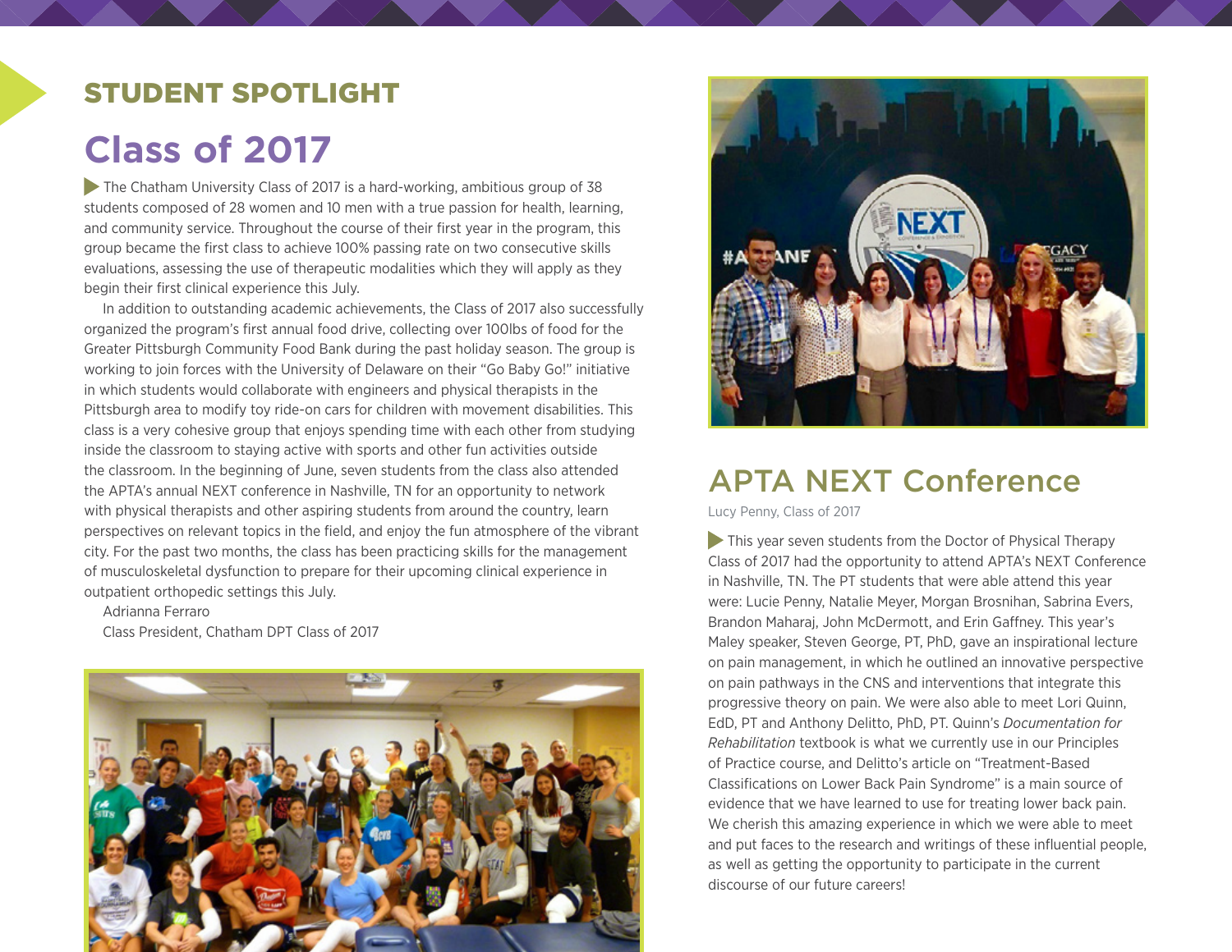## STUDENT SPOTLIGHT

# Class of 2017

The Chatham University Class of 2017 is a hard-working, ambitious group of 38 students composed of 28 women and 10 men with a true passion for health, learning, and community service. Throughout the course of their first year in the program, this group became the first class to achieve 100% passing rate on two consecutive skills evaluations, assessing the use of therapeutic modalities which they will apply as they begin their first clinical experience this July.

In addition to outstanding academic achievements, the Class of 2017 also successfully organized the program's first annual food drive, collecting over 100lbs of food for the Greater Pittsburgh Community Food Bank during the past holiday season. The group is working to join forces with the University of Delaware on their "Go Baby Go!" initiative in which students would collaborate with engineers and physical therapists in the Pittsburgh area to modify toy ride-on cars for children with movement disabilities. This class is a very cohesive group that enjoys spending time with each other from studying inside the classroom to staying active with sports and other fun activities outside the classroom. In the beginning of June, seven students from the class also attended the APTA's annual NEXT conference in Nashville, TN for an opportunity to network with physical therapists and other aspiring students from around the country, learn perspectives on relevant topics in the field, and enjoy the fun atmosphere of the vibrant city. For the past two months, the class has been practicing skills for the management of musculoskeletal dysfunction to prepare for their upcoming clinical experience in outpatient orthopedic settings this July.

Adrianna Ferraro

Class President, Chatham DPT Class of 2017

## APTA NEXT Conference

Lucy Penny, Class of 2017

This year seven students from the Doctor of Physical Therapy Class of 2017 had the opportunity to attend APTA's NEXT Conference in Nashville, TN. The PT students that were able attend this year were: Lucie Penny, Natalie Meyer, Morgan Brosnihan, Sabrina Evers, Brandon Maharaj, John McDermott, and Erin Gaffney. This year's Maley speaker, Steven George, PT, PhD, gave an inspirational lecture on pain management, in which he outlined an innovative perspective on pain pathways in the CNS and interventions that integrate this progressive theory on pain. We were also able to meet Lori Quinn, EdD, PT and Anthony Delitto, PhD, PT. Quinn's *Documentation for Rehabilitation* textbook is what we currently use in our Principles of Practice course, and Delitto's article on "Treatment-Based Classifications on Lower Back Pain Syndrome" is a main source of evidence that we have learned to use for treating lower back pain. We cherish this amazing experience in which we were able to meet and put faces to the research and writings of these influential people, as well as getting the opportunity to participate in the current discourse of our future careers!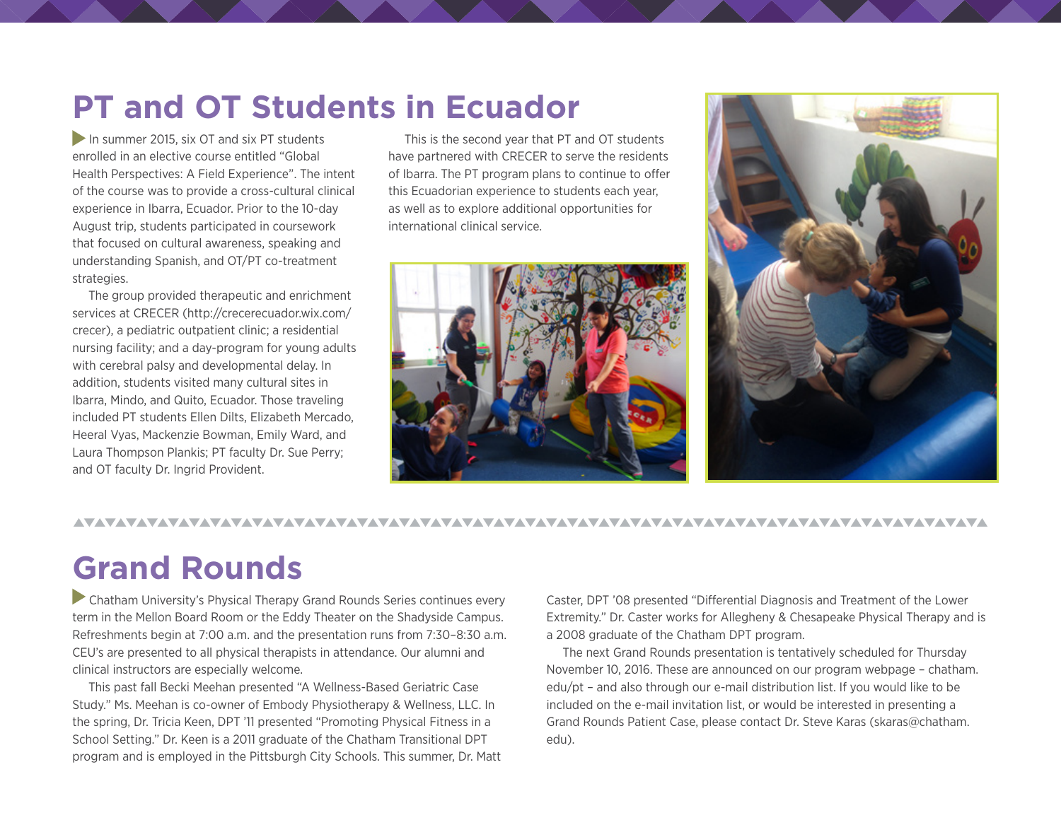# PT and OT Students in Ecuador

In summer 2015, six OT and six PT students enrolled in an elective course entitled "Global Health Perspectives: A Field Experience". The intent of the course was to provide a cross-cultural clinical experience in Ibarra, Ecuador. Prior to the 10-day August trip, students participated in coursework that focused on cultural awareness, speaking and understanding Spanish, and OT/PT co-treatment strategies.

The group provided therapeutic and enrichment services at CRECER (http://crecerecuador.wix.com/crecer), a pediatric outpatient clinic; a residential nursing facility; and a day-program for young adults with cerebral palsy and developmental delay. In addition, students visited many cultural sites in Ibarra, Mindo, and Quito, Ecuador. Those traveling included PT students Ellen Dilts, Elizabeth Mercado, Heeral Vyas, Mackenzie Bowman, Emily Ward, and Laura Thompson Plankis; PT faculty Dr. Sue Perry; and OT faculty Dr. Ingrid Provident.

This is the second year that PT and OT students have partnered with CRECER to serve the residents of Ibarra. The PT program plans to continue to offer this Ecuadorian experience to students each year, as well as to explore additional opportunities for international clinical service.

# Grand Rounds

Chatham University's Physical Therapy Grand Rounds Series continues every term in the Mellon Board Room or the Eddy Theater on the Shadyside Campus. Refreshments begin at 7:00 a.m. and the presentation runs from 7:30–8:30 a.m. CEU's are presented to all physical therapists in attendance. Our alumni and clinical instructors are especially welcome.

This past fall Becki Meehan presented "A Wellness-Based Geriatric Case Study." Ms. Meehan is co-owner of Embody Physiotherapy & Wellness, LLC. In the spring, Dr. Tricia Keen, DPT '11 presented "Promoting Physical Fitness in a School Setting." Dr. Keen is a 2011 graduate of the Chatham Transitional DPT program and is employed in the Pittsburgh City Schools. This summer, Dr. Matt Caster, DPT '08 presented "Differential Diagnosis and Treatment of the Lower Extremity." Dr. Caster works for Allegheny & Chesapeake Physical Therapy and is a 2008 graduate of the Chatham DPT program.

The next Grand Rounds presentation is tentatively scheduled for Thursday November 10, 2016. These are announced on our program webpage – chatham.edu/pt – and also through our e-mail distribution list. If you would like to be included on the e-mail invitation list, or would be interested in presenting a Grand Rounds Patient Case, please contact Dr. Steve Karas (skaras@chatham.edu).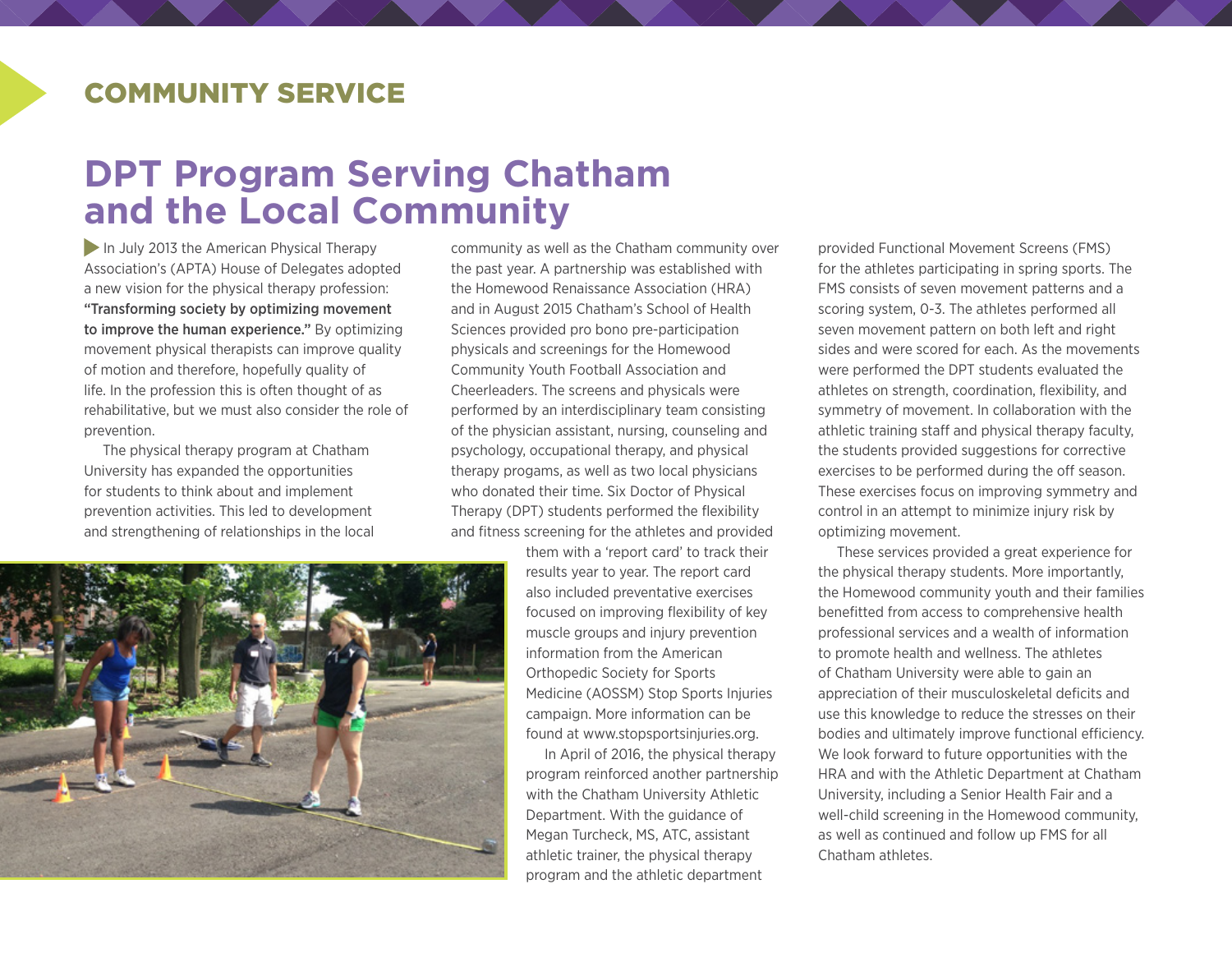## COMMUNITY SERVICE

# DPT Program Serving Chatham and the Local Community

In July 2013 the American Physical Therapy Association's (APTA) House of Delegates adopted a new vision for the physical therapy profession: **"Transforming society by optimizing movement to improve the human experience."** By optimizing movement physical therapists can improve quality of motion and therefore, hopefully quality of life. In the profession this is often thought of as rehabilitative, but we must also consider the role of prevention.

The physical therapy program at Chatham University has expanded the opportunities for students to think about and implement prevention activities. This led to development and strengthening of relationships in the local community as well as the Chatham community over the past year. A partnership was established with the Homewood Renaissance Association (HRA) and in August 2015 Chatham's School of Health Sciences provided pro bono pre-participation physicals and screenings for the Homewood Community Youth Football Association and Cheerleaders. The screens and physicals were performed by an interdisciplinary team consisting of the physician assistant, nursing, counseling and psychology, occupational therapy, and physical therapy progams, as well as two local physicians who donated their time. Six Doctor of Physical Therapy (DPT) students performed the flexibility and fitness screening for the athletes and provided them with a 'report card' to track their results year to year. The report card also included preventative exercises focused on improving flexibility of key muscle groups and injury prevention information from the American Orthopedic Society for Sports Medicine (AOSSM) Stop Sports Injuries campaign. More information can be found at www.stopsportsinjuries.org.

In April of 2016, the physical therapy program reinforced another partnership with the Chatham University Athletic Department. With the guidance of Megan Turcheck, MS, ATC, assistant athletic trainer, the physical therapy program and the athletic department provided Functional Movement Screens (FMS) for the athletes participating in spring sports. The FMS consists of seven movement patterns and a scoring system, 0-3. The athletes performed all seven movement pattern on both left and right sides and were scored for each. As the movements were performed the DPT students evaluated the athletes on strength, coordination, flexibility, and symmetry of movement. In collaboration with the athletic training staff and physical therapy faculty, the students provided suggestions for corrective exercises to be performed during the off season. These exercises focus on improving symmetry and control in an attempt to minimize injury risk by optimizing movement.

These services provided a great experience for the physical therapy students. More importantly, the Homewood community youth and their families benefitted from access to comprehensive health professional services and a wealth of information to promote health and wellness. The athletes of Chatham University were able to gain an appreciation of their musculoskeletal deficits and use this knowledge to reduce the stresses on their bodies and ultimately improve functional efficiency. We look forward to future opportunities with the HRA and with the Athletic Department at Chatham University, including a Senior Health Fair and a well-child screening in the Homewood community, as well as continued and follow up FMS for all Chatham athletes.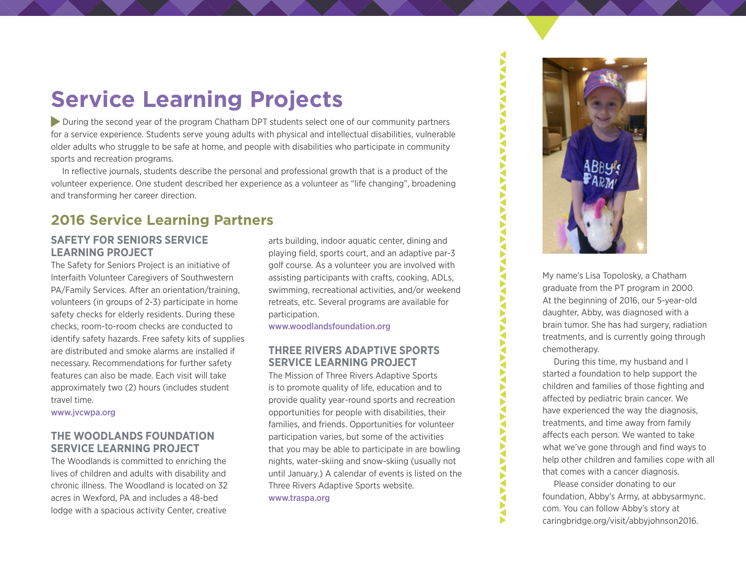# Service Learning Projects

During the second year of the program Chatham DPT students select one of our community partners for a service experience. Students serve young adults with physical and intellectual disabilities, vulnerable older adults who struggle to be safe at home, and people with disabilities who participate in community sports and recreation programs.

In reflective journals, students describe the personal and professional growth that is a product of the volunteer experience. One student described her experience as a volunteer as "life changing", broadening and transforming her career direction.

## 2016 Service Learning Partners

### SAFETY FOR SENIORS SERVICE LEARNING PROJECT

The Safety for Seniors Project is an initiative of Interfaith Volunteer Caregivers of Southwestern PA/Family Services. After an orientation/training, volunteers (in groups of 2-3) participate in home safety checks for elderly residents. During these checks, room-to-room checks are conducted to identify safety hazards. Free safety kits of supplies are distributed and smoke alarms are installed if necessary. Recommendations for further safety features can also be made. Each visit will take approximately two (2) hours (includes student travel time.

www.jvcwpa.org

### THE WOODLANDS FOUNDATION SERVICE LEARNING PROJECT

The Woodlands is committed to enriching the lives of children and adults with disability and chronic illness. The Woodland is located on 32 acres in Wexford, PA and includes a 48-bed lodge with a spacious activity Center, creative arts building, indoor aquatic center, dining and playing field, sports court, and an adaptive par-3 golf course. As a volunteer you are involved with assisting participants with crafts, cooking, ADLs, swimming, recreational activities, and/or weekend retreats, etc. Several programs are available for participation.

www.woodlandsfoundation.org

### THREE RIVERS ADAPTIVE SPORTS SERVICE LEARNING PROJECT

The Mission of Three Rivers Adaptive Sports is to promote quality of life, education and to provide quality year-round sports and recreation opportunities for people with disabilities, their families, and friends. Opportunities for volunteer participation varies, but some of the activities that you may be able to participate in are bowling nights, water-skiing and snow-skiing (usually not until January.) A calendar of events is listed on the Three Rivers Adaptive Sports website.

www.traspa.org

My name's Lisa Topolosky, a Chatham graduate from the PT program in 2000. At the beginning of 2016, our 5-year-old daughter, Abby, was diagnosed with a brain tumor. She has had surgery, radiation treatments, and is currently going through chemotherapy.

During this time, my husband and I started a foundation to help support the children and families of those fighting and affected by pediatric brain cancer. We have experienced the way the diagnosis, treatments, and time away from family affects each person. We wanted to take what we've gone through and find ways to help other children and families cope with all that comes with a cancer diagnosis.

Please consider donating to our foundation, Abby's Army, at abbysarmync.com. You can follow Abby's story at caringbridge.org/visit/abbyjohnson2016.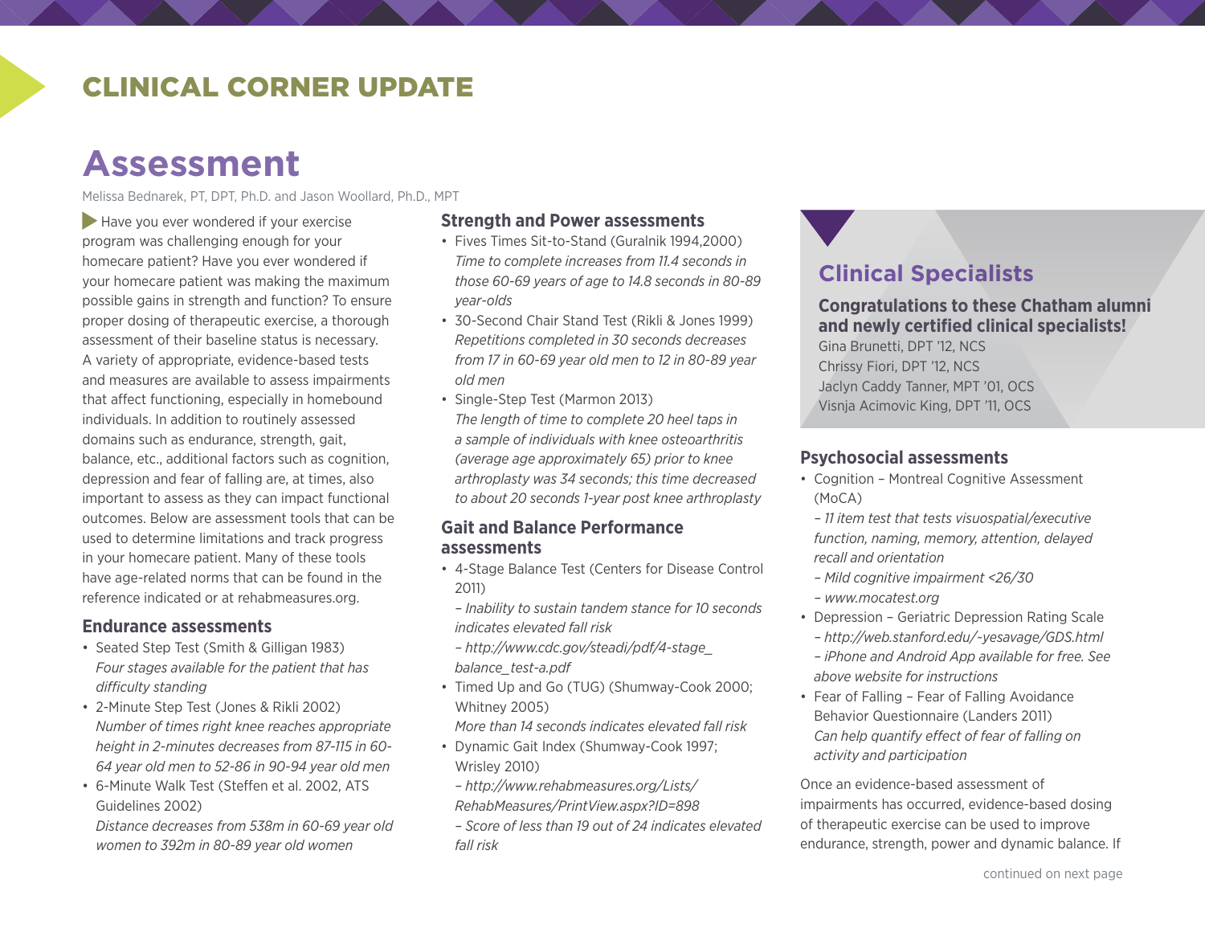## CLINICAL CORNER UPDATE

# Assessment

Melissa Bednarek, PT, DPT, Ph.D. and Jason Woollard, Ph.D., MPT

Have you ever wondered if your exercise program was challenging enough for your homecare patient? Have you ever wondered if your homecare patient was making the maximum possible gains in strength and function? To ensure proper dosing of therapeutic exercise, a thorough assessment of their baseline status is necessary. A variety of appropriate, evidence-based tests and measures are available to assess impairments that affect functioning, especially in homebound individuals. In addition to routinely assessed domains such as endurance, strength, gait, balance, etc., additional factors such as cognition, depression and fear of falling are, at times, also important to assess as they can impact functional outcomes. Below are assessment tools that can be used to determine limitations and track progress in your homecare patient. Many of these tools have age-related norms that can be found in the reference indicated or at rehabmeasures.org.

### Endurance assessments

- Seated Step Test (Smith & Gilligan 1983)
  *Four stages available for the patient that has difficulty standing*
- 2-Minute Step Test (Jones & Rikli 2002)
  *Number of times right knee reaches appropriate height in 2-minutes decreases from 87-115 in 60-64 year old men to 52-86 in 90-94 year old men*
- 6-Minute Walk Test (Steffen et al. 2002, ATS Guidelines 2002)
  *Distance decreases from 538m in 60-69 year old women to 392m in 80-89 year old women*

### Strength and Power assessments

- Fives Times Sit-to-Stand (Guralnik 1994,2000)
  *Time to complete increases from 11.4 seconds in those 60-69 years of age to 14.8 seconds in 80-89 year-olds*
- 30-Second Chair Stand Test (Rikli & Jones 1999)
  *Repetitions completed in 30 seconds decreases from 17 in 60-69 year old men to 12 in 80-89 year old men*
- Single-Step Test (Marmon 2013)
  *The length of time to complete 20 heel taps in a sample of individuals with knee osteoarthritis (average age approximately 65) prior to knee arthroplasty was 34 seconds; this time decreased to about 20 seconds 1-year post knee arthroplasty*

### Gait and Balance Performance assessments

- 4-Stage Balance Test (Centers for Disease Control 2011)
  *– Inability to sustain tandem stance for 10 seconds indicates elevated fall risk*
  *– http://www.cdc.gov/steadi/pdf/4-stage_balance_test-a.pdf*
- Timed Up and Go (TUG) (Shumway-Cook 2000; Whitney 2005)
  *More than 14 seconds indicates elevated fall risk*
- Dynamic Gait Index (Shumway-Cook 1997; Wrisley 2010)
  *– http://www.rehabmeasures.org/Lists/RehabMeasures/PrintView.aspx?ID=898*
  *– Score of less than 19 out of 24 indicates elevated fall risk*

## Clinical Specialists

**Congratulations to these Chatham alumni and newly certified clinical specialists!**

Gina Brunetti, DPT '12, NCS
Chrissy Fiori, DPT '12, NCS
Jaclyn Caddy Tanner, MPT '01, OCS
Visnja Acimovic King, DPT '11, OCS

### Psychosocial assessments

- Cognition – Montreal Cognitive Assessment (MoCA)
  *– 11 item test that tests visuospatial/executive function, naming, memory, attention, delayed recall and orientation*
  *– Mild cognitive impairment <26/30*
  *– www.mocatest.org*
- Depression – Geriatric Depression Rating Scale
  *– http://web.stanford.edu/~yesavage/GDS.html*
  *– iPhone and Android App available for free. See above website for instructions*
- Fear of Falling – Fear of Falling Avoidance Behavior Questionnaire (Landers 2011)
  *Can help quantify effect of fear of falling on activity and participation*

Once an evidence-based assessment of impairments has occurred, evidence-based dosing of therapeutic exercise can be used to improve endurance, strength, power and dynamic balance. If

continued on next page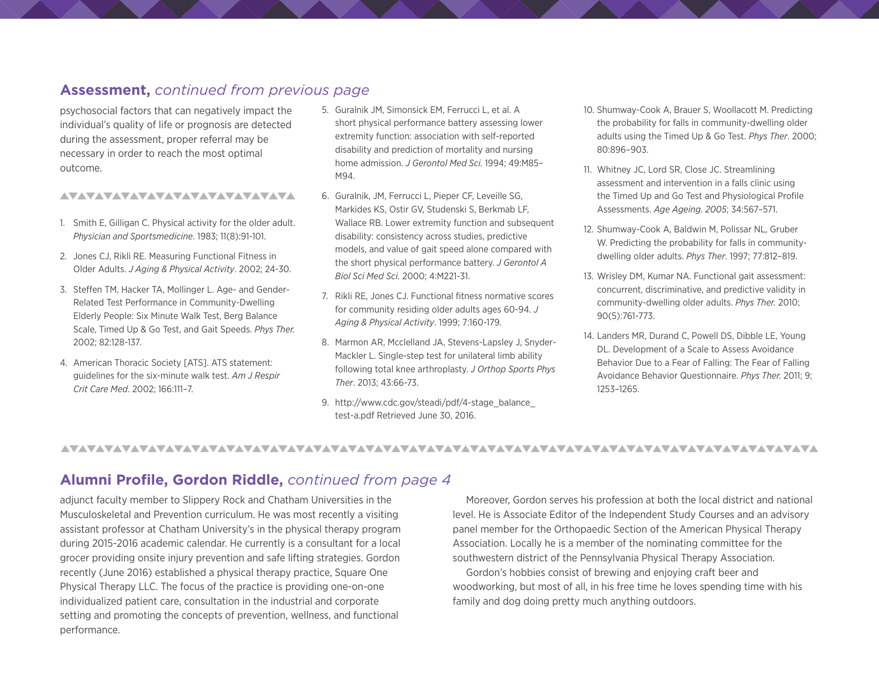## **Assessment,** *continued from previous page*

psychosocial factors that can negatively impact the individual's quality of life or prognosis are detected during the assessment, proper referral may be necessary in order to reach the most optimal outcome.

1. Smith E, Gilligan C. Physical activity for the older adult. *Physician and Sportsmedicine*. 1983; 11(8):91-101.
2. Jones CJ, Rikli RE. Measuring Functional Fitness in Older Adults. *J Aging & Physical Activity*. 2002; 24-30.
3. Steffen TM, Hacker TA, Mollinger L. Age- and Gender-Related Test Performance in Community-Dwelling Elderly People: Six Minute Walk Test, Berg Balance Scale, Timed Up & Go Test, and Gait Speeds. *Phys Ther.* 2002; 82:128-137.
4. American Thoracic Society [ATS]. ATS statement: guidelines for the six-minute walk test. *Am J Respir Crit Care Med*. 2002; 166:111–7.
5. Guralnik JM, Simonsick EM, Ferrucci L, et al. A short physical performance battery assessing lower extremity function: association with self-reported disability and prediction of mortality and nursing home admission. *J Gerontol Med Sci.* 1994; 49:M85–M94.
6. Guralnik, JM, Ferrucci L, Pieper CF, Leveille SG, Markides KS, Ostir GV, Studenski S, Berkmab LF, Wallace RB. Lower extremity function and subsequent disability: consistency across studies, predictive models, and value of gait speed alone compared with the short physical performance battery. *J Gerontol A Biol Sci Med Sci.* 2000; 4:M221-31.
7. Rikli RE, Jones CJ. Functional fitness normative scores for community residing older adults ages 60-94. *J Aging & Physical Activity*. 1999; 7:160-179.
8. Marmon AR, Mcclelland JA, Stevens-Lapsley J, Snyder-Mackler L. Single-step test for unilateral limb ability following total knee arthroplasty. *J Orthop Sports Phys Ther*. 2013; 43:66-73.
9. http://www.cdc.gov/steadi/pdf/4-stage_balance_test-a.pdf Retrieved June 30, 2016.
10. Shumway-Cook A, Brauer S, Woollacott M. Predicting the probability for falls in community-dwelling older adults using the Timed Up & Go Test. *Phys Ther*. 2000; 80:896–903.
11. Whitney JC, Lord SR, Close JC. Streamlining assessment and intervention in a falls clinic using the Timed Up and Go Test and Physiological Profile Assessments. *Age Ageing. 2005*; 34:567–571.
12. Shumway-Cook A, Baldwin M, Polissar NL, Gruber W. Predicting the probability for falls in community-dwelling older adults. *Phys Ther*. 1997; 77:812–819.
13. Wrisley DM, Kumar NA. Functional gait assessment: concurrent, discriminative, and predictive validity in community-dwelling older adults. *Phys Ther.* 2010; 90(5):761-773.
14. Landers MR, Durand C, Powell DS, Dibble LE, Young DL. Development of a Scale to Assess Avoidance Behavior Due to a Fear of Falling: The Fear of Falling Avoidance Behavior Questionnaire. *Phys Ther.* 2011; 9; 1253–1265.

## **Alumni Profile, Gordon Riddle,** *continued from page 4*

adjunct faculty member to Slippery Rock and Chatham Universities in the Musculoskeletal and Prevention curriculum. He was most recently a visiting assistant professor at Chatham University's in the physical therapy program during 2015-2016 academic calendar. He currently is a consultant for a local grocer providing onsite injury prevention and safe lifting strategies. Gordon recently (June 2016) established a physical therapy practice, Square One Physical Therapy LLC. The focus of the practice is providing one-on-one individualized patient care, consultation in the industrial and corporate setting and promoting the concepts of prevention, wellness, and functional performance.

Moreover, Gordon serves his profession at both the local district and national level. He is Associate Editor of the Independent Study Courses and an advisory panel member for the Orthopaedic Section of the American Physical Therapy Association. Locally he is a member of the nominating committee for the southwestern district of the Pennsylvania Physical Therapy Association.

Gordon's hobbies consist of brewing and enjoying craft beer and woodworking, but most of all, in his free time he loves spending time with his family and dog doing pretty much anything outdoors.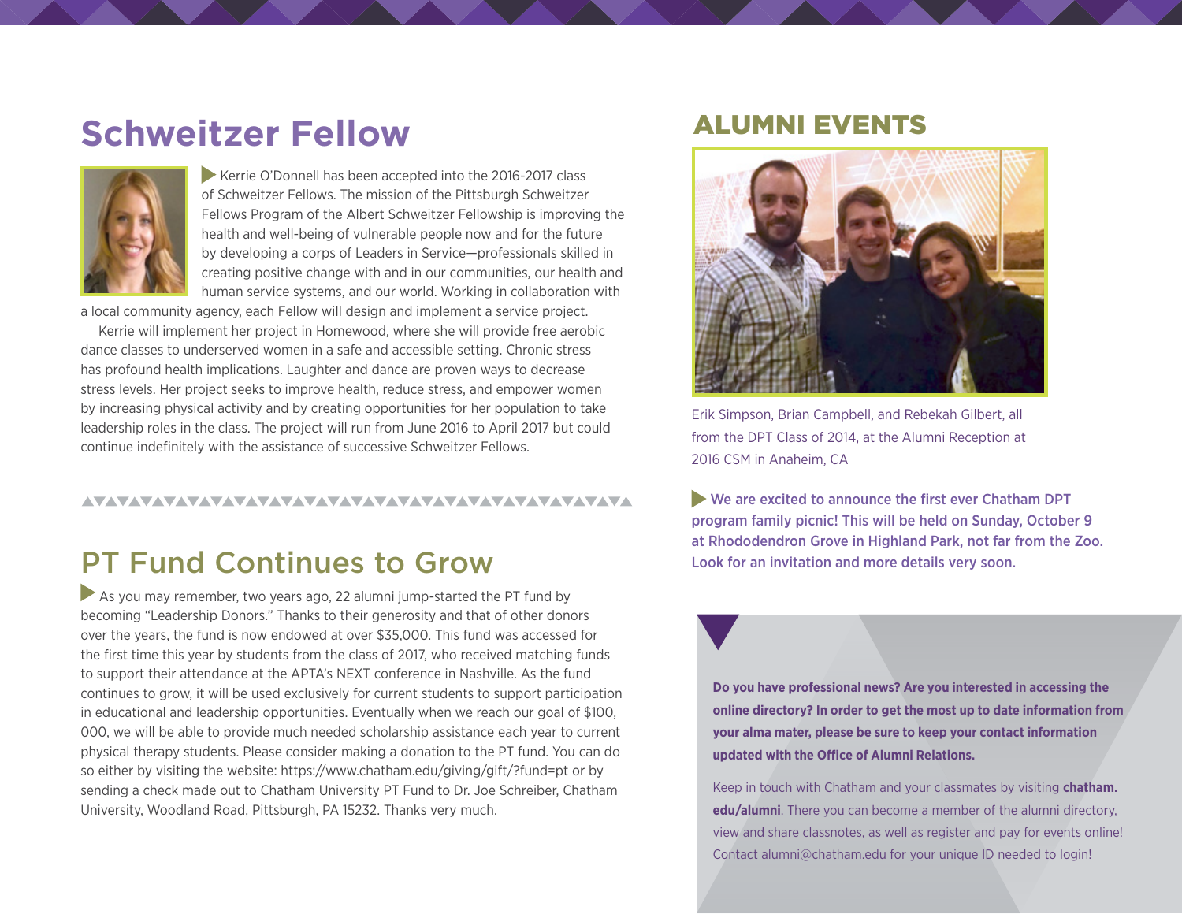## Schweitzer Fellow

Kerrie O'Donnell has been accepted into the 2016-2017 class of Schweitzer Fellows. The mission of the Pittsburgh Schweitzer Fellows Program of the Albert Schweitzer Fellowship is improving the health and well-being of vulnerable people now and for the future by developing a corps of Leaders in Service—professionals skilled in creating positive change with and in our communities, our health and human service systems, and our world. Working in collaboration with a local community agency, each Fellow will design and implement a service project.

Kerrie will implement her project in Homewood, where she will provide free aerobic dance classes to underserved women in a safe and accessible setting. Chronic stress has profound health implications. Laughter and dance are proven ways to decrease stress levels. Her project seeks to improve health, reduce stress, and empower women by increasing physical activity and by creating opportunities for her population to take leadership roles in the class. The project will run from June 2016 to April 2017 but could continue indefinitely with the assistance of successive Schweitzer Fellows.

## PT Fund Continues to Grow

As you may remember, two years ago, 22 alumni jump-started the PT fund by becoming "Leadership Donors." Thanks to their generosity and that of other donors over the years, the fund is now endowed at over $35,000. This fund was accessed for the first time this year by students from the class of 2017, who received matching funds to support their attendance at the APTA's NEXT conference in Nashville. As the fund continues to grow, it will be used exclusively for current students to support participation in educational and leadership opportunities. Eventually when we reach our goal of $100,000, we will be able to provide much needed scholarship assistance each year to current physical therapy students. Please consider making a donation to the PT fund. You can do so either by visiting the website: https://www.chatham.edu/giving/gift/?fund=pt or by sending a check made out to Chatham University PT Fund to Dr. Joe Schreiber, Chatham University, Woodland Road, Pittsburgh, PA 15232. Thanks very much.

## ALUMNI EVENTS

Erik Simpson, Brian Campbell, and Rebekah Gilbert, all from the DPT Class of 2014, at the Alumni Reception at 2016 CSM in Anaheim, CA

**We are excited to announce the first ever Chatham DPT program family picnic! This will be held on Sunday, October 9 at Rhododendron Grove in Highland Park, not far from the Zoo. Look for an invitation and more details very soon.**

**Do you have professional news? Are you interested in accessing the online directory? In order to get the most up to date information from your alma mater, please be sure to keep your contact information updated with the Office of Alumni Relations.**

Keep in touch with Chatham and your classmates by visiting **chatham.edu/alumni**. There you can become a member of the alumni directory, view and share classnotes, as well as register and pay for events online! Contact alumni@chatham.edu for your unique ID needed to login!